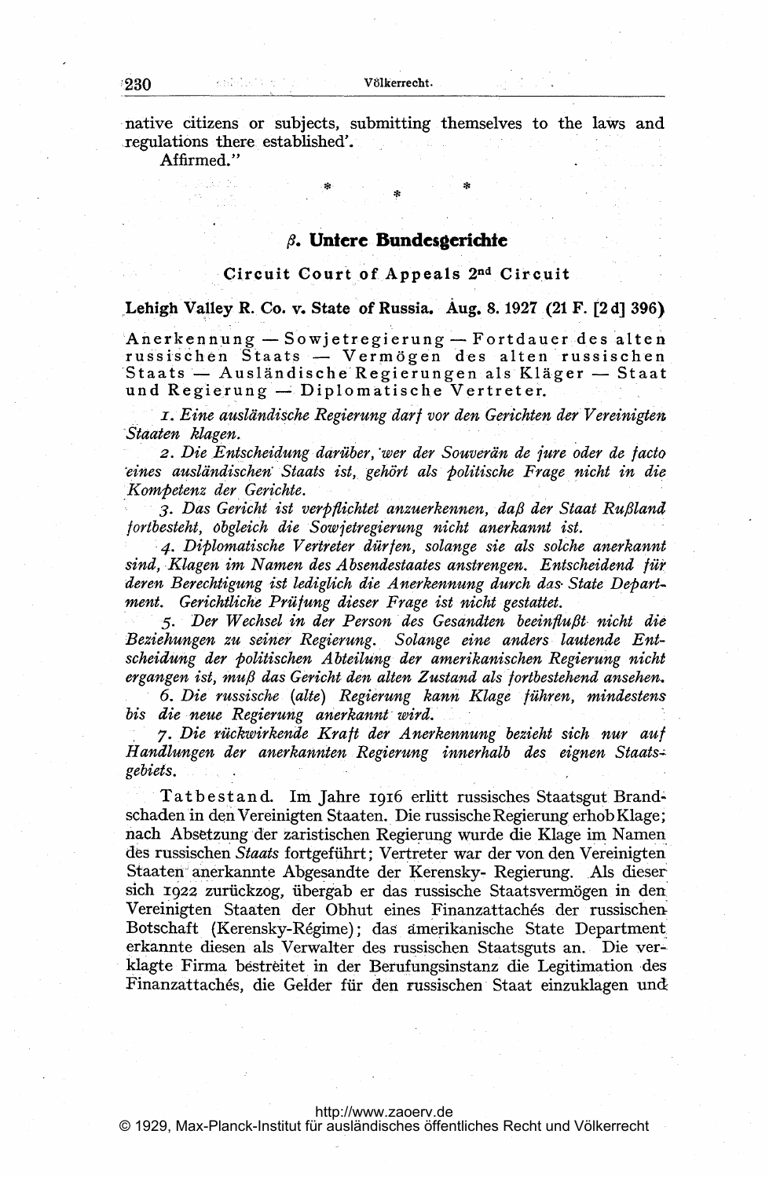native citizens or subjects, submitting themselves to the laws and regulations there established'.

Affirmed."

\* \* \*

## β. Untere Bundesgerichte

### Circuit Court of Appeals 2nd Circuit

**Lehigh Valley R. Co. v. State of Russia. Aug. 8. 1927 (21 F. [2 d] 396)**

Anerkennung — Sowjetregierung — Fortdauer des alten russischen Staats — Vermögen des alten russischen Staats — Ausländische Regierungen als Kläger — Staat und Regierung — Diplomatische Vertreter.

1. *Eine ausländische Regierung darf vor den Gerichten der Vereinigten Staaten klagen.*

2. *Die Entscheidung darüber, wer der Souverän de jure oder de facto eines ausländischen Staats ist, gehört als politische Frage nicht in die Kompetenz der Gerichte.*

3. *Das Gericht ist verpflichtet anzuerkennen, daß der Staat Rußland fortbesteht, obgleich die Sowjetregierung nicht anerkannt ist.*

4. *Diplomatische Vertreter dürfen, solange sie als solche anerkannt sind, Klagen im Namen des Absendestaates anstrengen. Entscheidend für deren Berechtigung ist lediglich die Anerkennung durch das State Department. Gerichtliche Prüfung dieser Frage ist nicht gestattet.*

5. *Der Wechsel in der Person des Gesandten beeinflußt nicht die Beziehungen zu seiner Regierung. Solange eine anders lautende Entscheidung der politischen Abteilung der amerikanischen Regierung nicht ergangen ist, muß das Gericht den alten Zustand als fortbestehend ansehen.*

6. *Die russische (alte) Regierung kann Klage führen, mindestens bis die neue Regierung anerkannt wird.*

7. *Die rückwirkende Kraft der Anerkennung bezieht sich nur auf Handlungen der anerkannten Regierung innerhalb des eignen Staatsgebiets.*

Tatbestand. Im Jahre 1916 erlitt russisches Staatsgut Brandschaden in den Vereinigten Staaten. Die russische Regierung erhob Klage; nach Absetzung der zaristischen Regierung wurde die Klage im Namen des russischen *Staats* fortgeführt; Vertreter war der von den Vereinigten Staaten anerkannte Abgesandte der Kerensky- Regierung. Als dieser sich 1922 zurückzog, übergab er das russische Staatsvermögen in den Vereinigten Staaten der Obhut eines Finanzattachés der russischen Botschaft (Kerensky-Régime); das amerikanische State Department erkannte diesen als Verwalter des russischen Staatsguts an. Die verklagte Firma bestreitet in der Berufungsinstanz die Legitimation des Finanzattachés, die Gelder für den russischen Staat einzuklagen und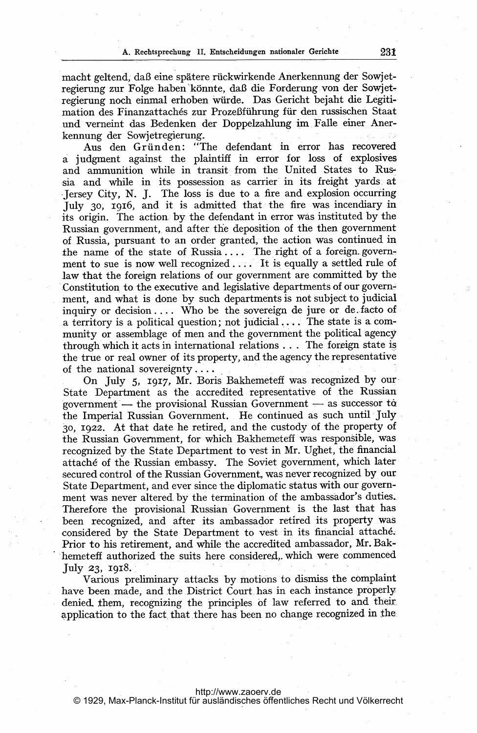macht geltend, daß eine spätere rückwirkende Anerkennung der Sowjetregierung zur Folge haben könnte, daß die Forderung von der Sowjetregierung noch einmal erhoben würde. Das Gericht bejaht die Legitimation des Finanzattachés zur Prozeßführung für den russischen Staat und verneint das Bedenken der Doppelzahlung im Falle einer Anerkennung der Sowjetregierung.

Aus den Gründen: "The defendant in error has recovered a judgment against the plaintiff in error for loss of explosives and ammunition while in transit from the United States to Russia and while in its possession as carrier in its freight yards at Jersey City, N. J. The loss is due to a fire and explosion occurring July 30, 1916, and it is admitted that the fire was incendiary in its origin. The action by the defendant in error was instituted by the Russian government, and after the deposition of the then government of Russia, pursuant to an order granted, the action was continued in the name of the state of Russia.... The right of a foreign government to sue is now well recognized.... It is equally a settled rule of law that the foreign relations of our government are committed by the Constitution to the executive and legislative departments of our government, and what is done by such departments is not subject to judicial inquiry or decision.... Who be the sovereign de jure or de facto of a territory is a political question; not judicial.... The state is a community or assemblage of men and the government the political agency through which it acts in international relations ... The foreign state is the true or real owner of its property, and the agency the representative of the national sovereignty....

On July 5, 1917, Mr. Boris Bakhemeteff was recognized by our State Department as the accredited representative of the Russian government — the provisional Russian Government — as successor to the Imperial Russian Government. He continued as such until July 30, 1922. At that date he retired, and the custody of the property of the Russian Government, for which Bakhemeteff was responsible, was recognized by the State Department to vest in Mr. Ughet, the financial attaché of the Russian embassy. The Soviet government, which later secured control of the Russian Government, was never recognized by our State Department, and ever since the diplomatic status with our government was never altered by the termination of the ambassador's duties. Therefore the provisional Russian Government is the last that has been recognized, and after its ambassador retired its property was considered by the State Department to vest in its financial attaché. Prior to his retirement, and while the accredited ambassador, Mr. Bakhemeteff authorized the suits here considered, which were commenced July 23, 1918.

Various preliminary attacks by motions to dismiss the complaint have been made, and the District Court has in each instance properly denied them, recognizing the principles of law referred to and their application to the fact that there has been no change recognized in the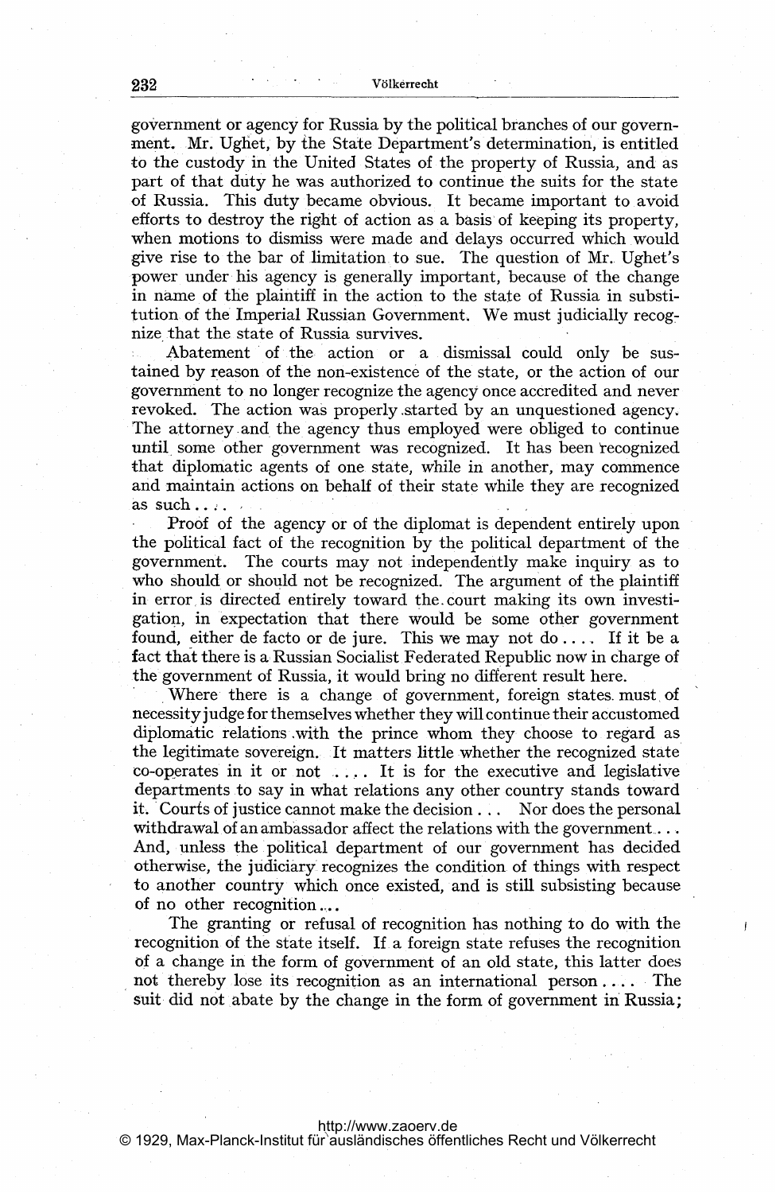government or agency for Russia by the political branches of our government. Mr. Ughet, by the State Department's determination, is entitled to the custody in the United States of the property of Russia, and as part of that duty he was authorized to continue the suits for the state of Russia. This duty became obvious. It became important to avoid efforts to destroy the right of action as a basis of keeping its property, when motions to dismiss were made and delays occurred which would give rise to the bar of limitation to sue. The question of Mr. Ughet's power under his agency is generally important, because of the change in name of the plaintiff in the action to the state of Russia in substitution of the Imperial Russian Government. We must judicially recognize that the state of Russia survives.

Abatement of the action or a dismissal could only be sustained by reason of the non-existence of the state, or the action of our government to no longer recognize the agency once accredited and never revoked. The action was properly started by an unquestioned agency. The attorney and the agency thus employed were obliged to continue until some other government was recognized. It has been recognized that diplomatic agents of one state, while in another, may commence and maintain actions on behalf of their state while they are recognized as such ....

Proof of the agency or of the diplomat is dependent entirely upon the political fact of the recognition by the political department of the government. The courts may not independently make inquiry as to who should or should not be recognized. The argument of the plaintiff in error is directed entirely toward the court making its own investigation, in expectation that there would be some other government found, either de facto or de jure. This we may not do .... If it be a fact that there is a Russian Socialist Federated Republic now in charge of the government of Russia, it would bring no different result here.

Where there is a change of government, foreign states must of necessity judge for themselves whether they will continue their accustomed diplomatic relations with the prince whom they choose to regard as the legitimate sovereign. It matters little whether the recognized state co-operates in it or not .... It is for the executive and legislative departments to say in what relations any other country stands toward it. Courts of justice cannot make the decision ... Nor does the personal withdrawal of an ambassador affect the relations with the government... And, unless the political department of our government has decided otherwise, the judiciary recognizes the condition of things with respect to another country which once existed, and is still subsisting because of no other recognition....

The granting or refusal of recognition has nothing to do with the recognition of the state itself. If a foreign state refuses the recognition of a change in the form of government of an old state, this latter does not thereby lose its recognition as an international person .... The suit did not abate by the change in the form of government in Russia;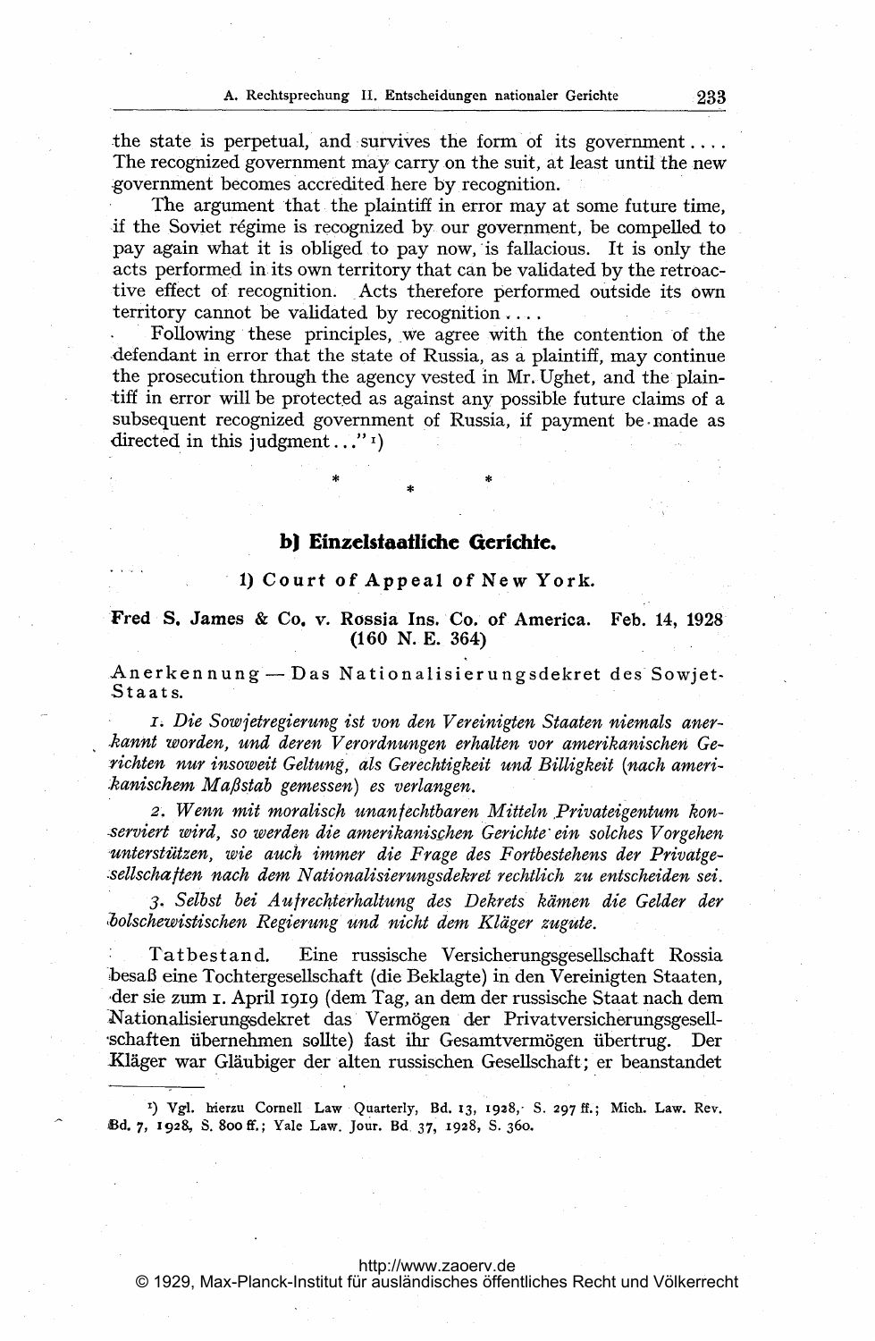the state is perpetual, and survives the form of its government.... The recognized government may carry on the suit, at least until the new government becomes accredited here by recognition.

The argument that the plaintiff in error may at some future time, if the Soviet régime is recognized by our government, be compelled to pay again what it is obliged to pay now, is fallacious. It is only the acts performed in its own territory that can be validated by the retroactive effect of recognition. Acts therefore performed outside its own territory cannot be validated by recognition....

Following these principles, we agree with the contention of the defendant in error that the state of Russia, as a plaintiff, may continue the prosecution through the agency vested in Mr. Ughet, and the plaintiff in error will be protected as against any possible future claims of a subsequent recognized government of Russia, if payment be made as directed in this judgment..." [1])

\* \* \*

## b) Einzelstaatliche Gerichte.

### 1) Court of Appeal of New York.

**Fred S. James & Co. v. Rossia Ins. Co. of America. Feb. 14, 1928 (160 N. E. 364)**

Anerkennung — Das Nationalisierungsdekret des Sowjet-Staats.

1. *Die Sowjetregierung ist von den Vereinigten Staaten niemals anerkannt worden, und deren Verordnungen erhalten vor amerikanischen Gerichten nur insoweit Geltung, als Gerechtigkeit und Billigkeit (nach amerikanischem Maßstab gemessen) es verlangen.*

2. *Wenn mit moralisch unanfechtbaren Mitteln Privateigentum konserviert wird, so werden die amerikanischen Gerichte ein solches Vorgehen unterstützen, wie auch immer die Frage des Fortbestehens der Privatgesellschaften nach dem Nationalisierungsdekret rechtlich zu entscheiden sei.*

3. *Selbst bei Aufrechterhaltung des Dekrets kämen die Gelder der bolschewistischen Regierung und nicht dem Kläger zugute.*

Tatbestand. Eine russische Versicherungsgesellschaft Rossia besaß eine Tochtergesellschaft (die Beklagte) in den Vereinigten Staaten, der sie zum 1. April 1919 (dem Tag, an dem der russische Staat nach dem Nationalisierungsdekret das Vermögen der Privatversicherungsgesellschaften übernehmen sollte) fast ihr Gesamtvermögen übertrug. Der Kläger war Gläubiger der alten russischen Gesellschaft; er beanstandet

---

[1]) Vgl. hierzu Cornell Law Quarterly, Bd. 13, 1928, S. 297 ff.; Mich. Law. Rev. Bd. 7, 1928, S. 800 ff.; Yale Law. Jour. Bd. 37, 1928, S. 360.